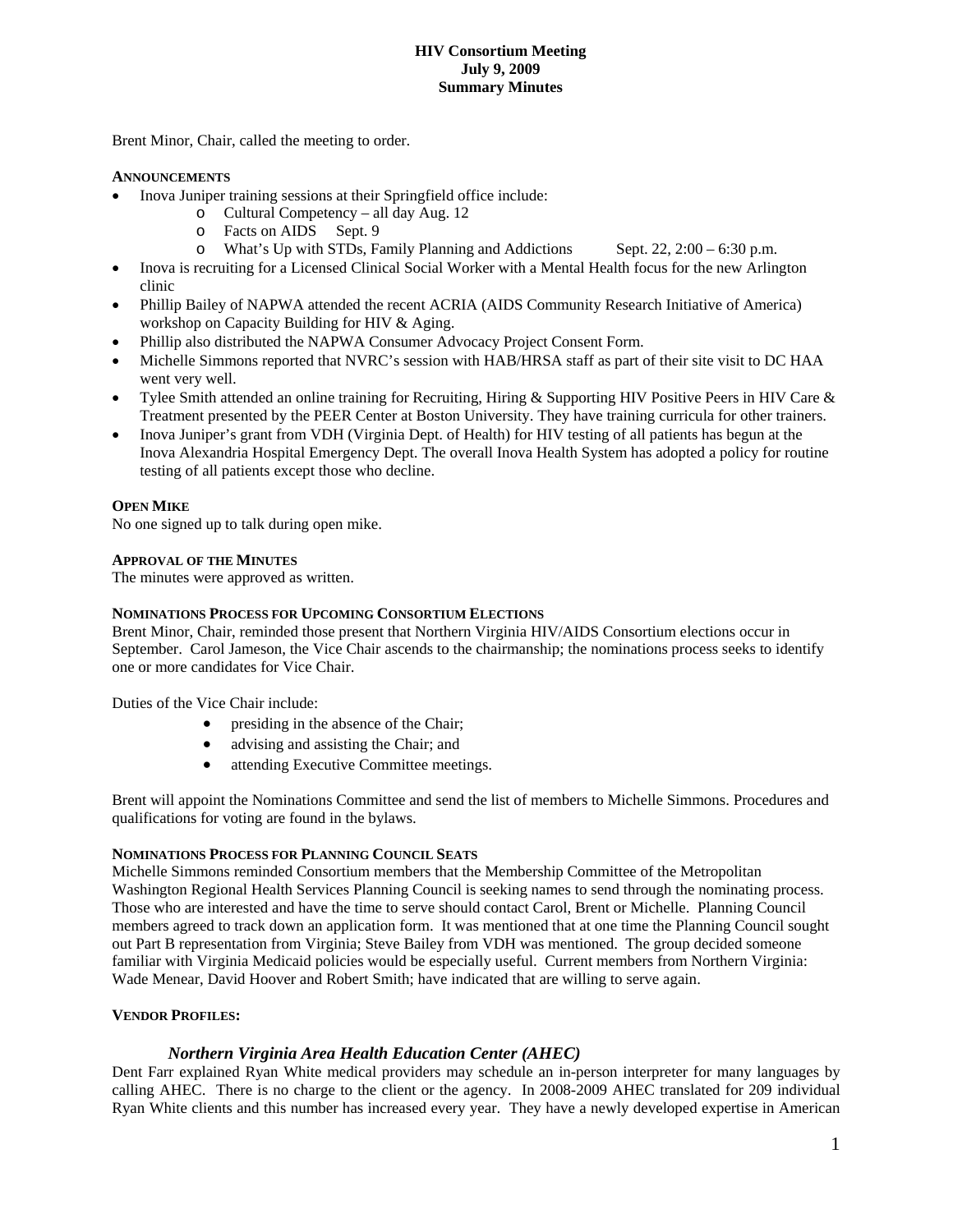# HIV Consortium Meeting
## July 9, 2009
## Summary Minutes

Brent Minor, Chair, called the meeting to order.

**ANNOUNCEMENTS**

- Inova Juniper training sessions at their Springfield office include:
  - Cultural Competency – all day Aug. 12
  - Facts on AIDS Sept. 9
  - What's Up with STDs, Family Planning and Addictions Sept. 22, 2:00 – 6:30 p.m.
- Inova is recruiting for a Licensed Clinical Social Worker with a Mental Health focus for the new Arlington clinic
- Phillip Bailey of NAPWA attended the recent ACRIA (AIDS Community Research Initiative of America) workshop on Capacity Building for HIV & Aging.
- Phillip also distributed the NAPWA Consumer Advocacy Project Consent Form.
- Michelle Simmons reported that NVRC's session with HAB/HRSA staff as part of their site visit to DC HAA went very well.
- Tylee Smith attended an online training for Recruiting, Hiring & Supporting HIV Positive Peers in HIV Care & Treatment presented by the PEER Center at Boston University. They have training curricula for other trainers.
- Inova Juniper's grant from VDH (Virginia Dept. of Health) for HIV testing of all patients has begun at the Inova Alexandria Hospital Emergency Dept. The overall Inova Health System has adopted a policy for routine testing of all patients except those who decline.

**OPEN MIKE**

No one signed up to talk during open mike.

**APPROVAL OF THE MINUTES**

The minutes were approved as written.

**NOMINATIONS PROCESS FOR UPCOMING CONSORTIUM ELECTIONS**

Brent Minor, Chair, reminded those present that Northern Virginia HIV/AIDS Consortium elections occur in September. Carol Jameson, the Vice Chair ascends to the chairmanship; the nominations process seeks to identify one or more candidates for Vice Chair.

Duties of the Vice Chair include:

- presiding in the absence of the Chair;
- advising and assisting the Chair; and
- attending Executive Committee meetings.

Brent will appoint the Nominations Committee and send the list of members to Michelle Simmons. Procedures and qualifications for voting are found in the bylaws.

**NOMINATIONS PROCESS FOR PLANNING COUNCIL SEATS**

Michelle Simmons reminded Consortium members that the Membership Committee of the Metropolitan Washington Regional Health Services Planning Council is seeking names to send through the nominating process. Those who are interested and have the time to serve should contact Carol, Brent or Michelle. Planning Council members agreed to track down an application form. It was mentioned that at one time the Planning Council sought out Part B representation from Virginia; Steve Bailey from VDH was mentioned. The group decided someone familiar with Virginia Medicaid policies would be especially useful. Current members from Northern Virginia: Wade Menear, David Hoover and Robert Smith; have indicated that are willing to serve again.

**VENDOR PROFILES:**

***Northern Virginia Area Health Education Center (AHEC)***

Dent Farr explained Ryan White medical providers may schedule an in-person interpreter for many languages by calling AHEC. There is no charge to the client or the agency. In 2008-2009 AHEC translated for 209 individual Ryan White clients and this number has increased every year. They have a newly developed expertise in American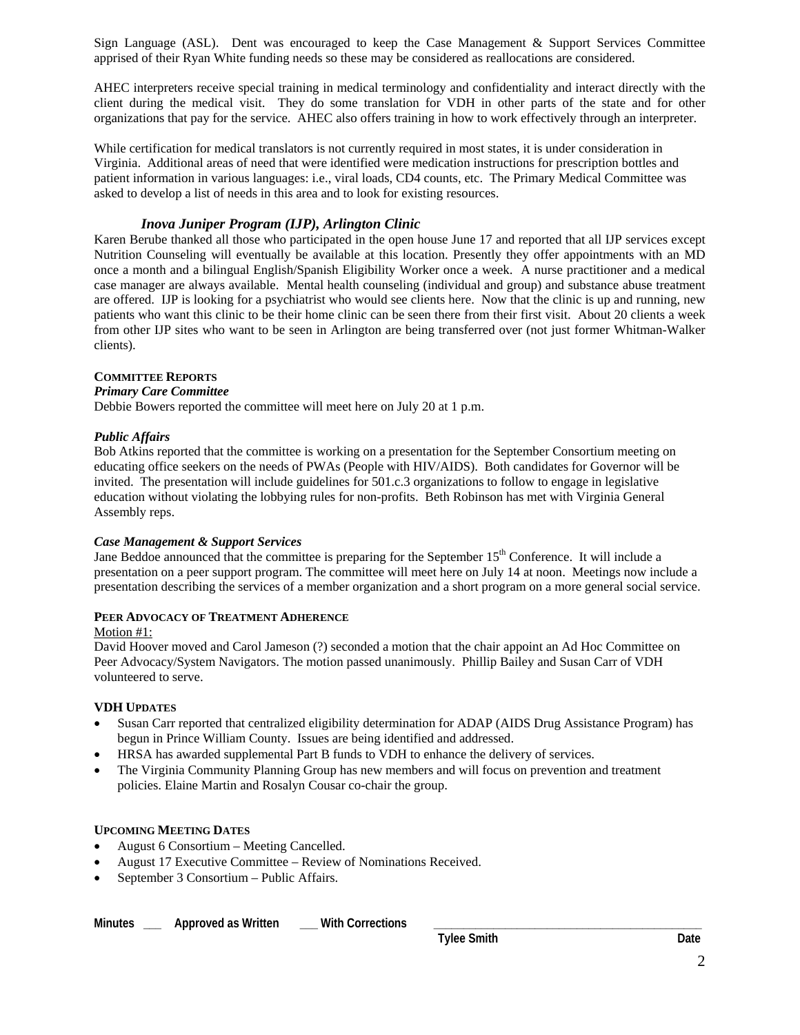Sign Language (ASL). Dent was encouraged to keep the Case Management & Support Services Committee apprised of their Ryan White funding needs so these may be considered as reallocations are considered.

AHEC interpreters receive special training in medical terminology and confidentiality and interact directly with the client during the medical visit. They do some translation for VDH in other parts of the state and for other organizations that pay for the service. AHEC also offers training in how to work effectively through an interpreter.

While certification for medical translators is not currently required in most states, it is under consideration in Virginia. Additional areas of need that were identified were medication instructions for prescription bottles and patient information in various languages: i.e., viral loads, CD4 counts, etc. The Primary Medical Committee was asked to develop a list of needs in this area and to look for existing resources.

### *Inova Juniper Program (IJP), Arlington Clinic*

Karen Berube thanked all those who participated in the open house June 17 and reported that all IJP services except Nutrition Counseling will eventually be available at this location. Presently they offer appointments with an MD once a month and a bilingual English/Spanish Eligibility Worker once a week. A nurse practitioner and a medical case manager are always available. Mental health counseling (individual and group) and substance abuse treatment are offered. IJP is looking for a psychiatrist who would see clients here. Now that the clinic is up and running, new patients who want this clinic to be their home clinic can be seen there from their first visit. About 20 clients a week from other IJP sites who want to be seen in Arlington are being transferred over (not just former Whitman-Walker clients).

## COMMITTEE REPORTS

### *Primary Care Committee*

Debbie Bowers reported the committee will meet here on July 20 at 1 p.m.

### *Public Affairs*

Bob Atkins reported that the committee is working on a presentation for the September Consortium meeting on educating office seekers on the needs of PWAs (People with HIV/AIDS). Both candidates for Governor will be invited. The presentation will include guidelines for 501.c.3 organizations to follow to engage in legislative education without violating the lobbying rules for non-profits. Beth Robinson has met with Virginia General Assembly reps.

### *Case Management & Support Services*

Jane Beddoe announced that the committee is preparing for the September 15th Conference. It will include a presentation on a peer support program. The committee will meet here on July 14 at noon. Meetings now include a presentation describing the services of a member organization and a short program on a more general social service.

## PEER ADVOCACY OF TREATMENT ADHERENCE

Motion #1:

David Hoover moved and Carol Jameson (?) seconded a motion that the chair appoint an Ad Hoc Committee on Peer Advocacy/System Navigators. The motion passed unanimously. Phillip Bailey and Susan Carr of VDH volunteered to serve.

## VDH UPDATES

- Susan Carr reported that centralized eligibility determination for ADAP (AIDS Drug Assistance Program) has begun in Prince William County. Issues are being identified and addressed.
- HRSA has awarded supplemental Part B funds to VDH to enhance the delivery of services.
- The Virginia Community Planning Group has new members and will focus on prevention and treatment policies. Elaine Martin and Rosalyn Cousar co-chair the group.

## UPCOMING MEETING DATES

- August 6 Consortium – Meeting Cancelled.
- August 17 Executive Committee – Review of Nominations Received.
- September 3 Consortium – Public Affairs.

**Minutes ___ Approved as Written ___ With Corrections** ____________________________________________

**Tylee Smith** **Date**